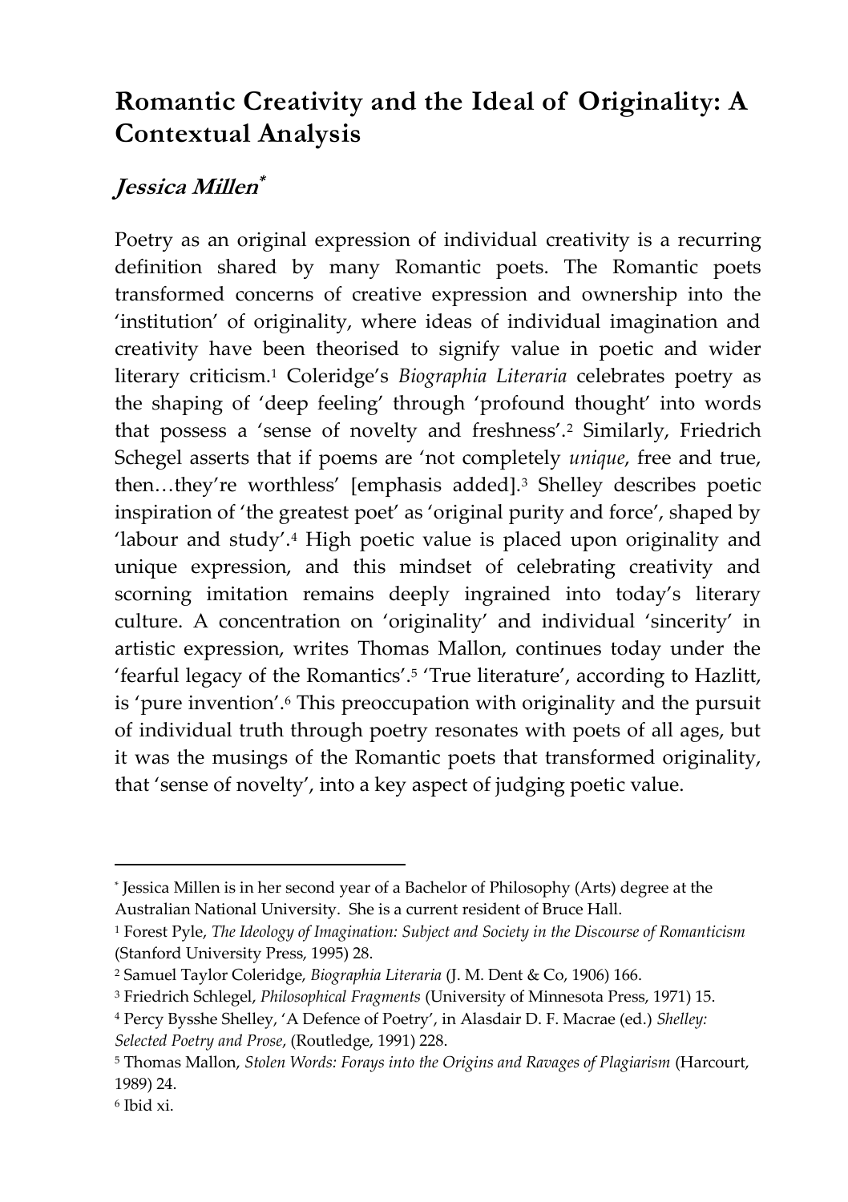# Romantic Creativity and the Ideal of Originality: A Contextual Analysis

## *Jessica Millen*[*]

Poetry as an original expression of individual creativity is a recurring definition shared by many Romantic poets. The Romantic poets transformed concerns of creative expression and ownership into the 'institution' of originality, where ideas of individual imagination and creativity have been theorised to signify value in poetic and wider literary criticism.[1] Coleridge's *Biographia Literaria* celebrates poetry as the shaping of 'deep feeling' through 'profound thought' into words that possess a 'sense of novelty and freshness'.[2] Similarly, Friedrich Schegel asserts that if poems are 'not completely *unique*, free and true, then…they're worthless' [emphasis added].[3] Shelley describes poetic inspiration of 'the greatest poet' as 'original purity and force', shaped by 'labour and study'.[4] High poetic value is placed upon originality and unique expression, and this mindset of celebrating creativity and scorning imitation remains deeply ingrained into today's literary culture. A concentration on 'originality' and individual 'sincerity' in artistic expression, writes Thomas Mallon, continues today under the 'fearful legacy of the Romantics'.[5] 'True literature', according to Hazlitt, is 'pure invention'.[6] This preoccupation with originality and the pursuit of individual truth through poetry resonates with poets of all ages, but it was the musings of the Romantic poets that transformed originality, that 'sense of novelty', into a key aspect of judging poetic value.

---

[*] Jessica Millen is in her second year of a Bachelor of Philosophy (Arts) degree at the Australian National University. She is a current resident of Bruce Hall.

[1] Forest Pyle, *The Ideology of Imagination: Subject and Society in the Discourse of Romanticism* (Stanford University Press, 1995) 28.

[2] Samuel Taylor Coleridge, *Biographia Literaria* (J. M. Dent & Co, 1906) 166.

[3] Friedrich Schlegel, *Philosophical Fragments* (University of Minnesota Press, 1971) 15.

[4] Percy Bysshe Shelley, 'A Defence of Poetry', in Alasdair D. F. Macrae (ed.) *Shelley: Selected Poetry and Prose*, (Routledge, 1991) 228.

[5] Thomas Mallon, *Stolen Words: Forays into the Origins and Ravages of Plagiarism* (Harcourt, 1989) 24.

[6] Ibid xi.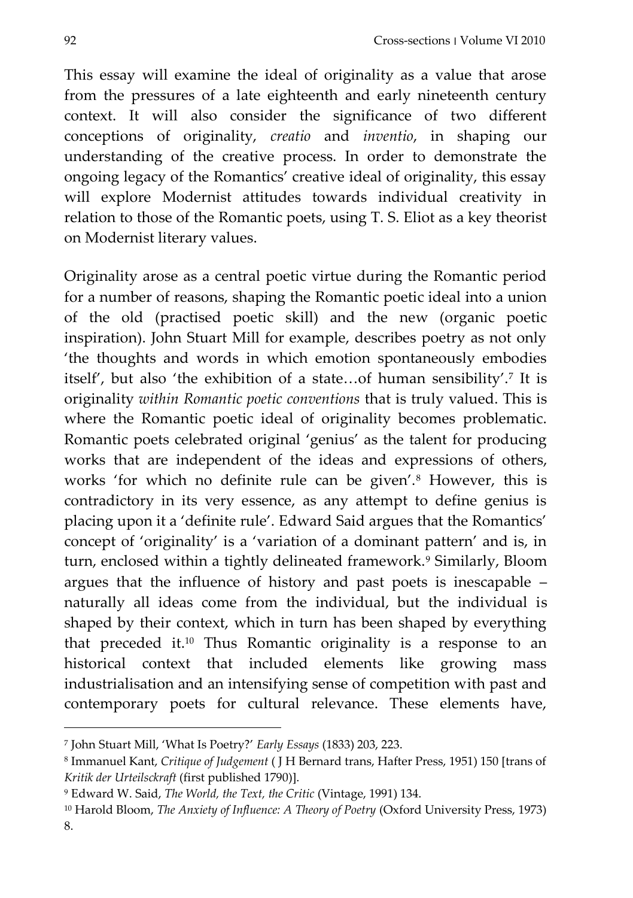This essay will examine the ideal of originality as a value that arose from the pressures of a late eighteenth and early nineteenth century context. It will also consider the significance of two different conceptions of originality, *creatio* and *inventio*, in shaping our understanding of the creative process. In order to demonstrate the ongoing legacy of the Romantics' creative ideal of originality, this essay will explore Modernist attitudes towards individual creativity in relation to those of the Romantic poets, using T. S. Eliot as a key theorist on Modernist literary values.

Originality arose as a central poetic virtue during the Romantic period for a number of reasons, shaping the Romantic poetic ideal into a union of the old (practised poetic skill) and the new (organic poetic inspiration). John Stuart Mill for example, describes poetry as not only 'the thoughts and words in which emotion spontaneously embodies itself', but also 'the exhibition of a state…of human sensibility'.[7] It is originality *within Romantic poetic conventions* that is truly valued. This is where the Romantic poetic ideal of originality becomes problematic. Romantic poets celebrated original 'genius' as the talent for producing works that are independent of the ideas and expressions of others, works 'for which no definite rule can be given'.[8] However, this is contradictory in its very essence, as any attempt to define genius is placing upon it a 'definite rule'. Edward Said argues that the Romantics' concept of 'originality' is a 'variation of a dominant pattern' and is, in turn, enclosed within a tightly delineated framework.[9] Similarly, Bloom argues that the influence of history and past poets is inescapable – naturally all ideas come from the individual, but the individual is shaped by their context, which in turn has been shaped by everything that preceded it.[10] Thus Romantic originality is a response to an historical context that included elements like growing mass industrialisation and an intensifying sense of competition with past and contemporary poets for cultural relevance. These elements have,

---

[7] John Stuart Mill, 'What Is Poetry?' *Early Essays* (1833) 203, 223.

[8] Immanuel Kant, *Critique of Judgement* ( J H Bernard trans, Hafter Press, 1951) 150 [trans of *Kritik der Urteilsckraft* (first published 1790)].

[9] Edward W. Said, *The World, the Text, the Critic* (Vintage, 1991) 134.

[10] Harold Bloom, *The Anxiety of Influence: A Theory of Poetry* (Oxford University Press, 1973) 8.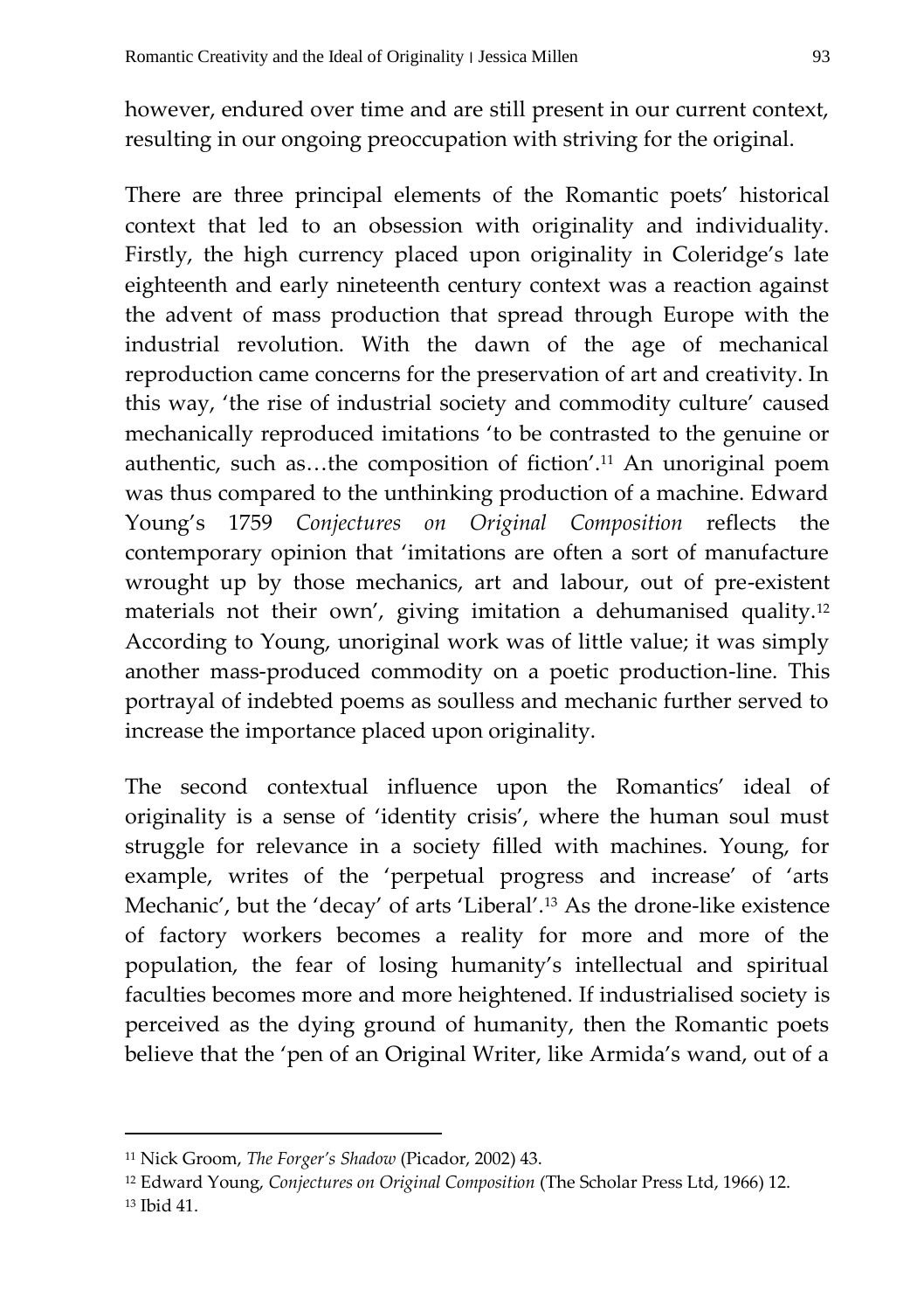however, endured over time and are still present in our current context, resulting in our ongoing preoccupation with striving for the original.

There are three principal elements of the Romantic poets' historical context that led to an obsession with originality and individuality. Firstly, the high currency placed upon originality in Coleridge's late eighteenth and early nineteenth century context was a reaction against the advent of mass production that spread through Europe with the industrial revolution. With the dawn of the age of mechanical reproduction came concerns for the preservation of art and creativity. In this way, 'the rise of industrial society and commodity culture' caused mechanically reproduced imitations 'to be contrasted to the genuine or authentic, such as…the composition of fiction'.[11] An unoriginal poem was thus compared to the unthinking production of a machine. Edward Young's 1759 *Conjectures on Original Composition* reflects the contemporary opinion that 'imitations are often a sort of manufacture wrought up by those mechanics, art and labour, out of pre-existent materials not their own', giving imitation a dehumanised quality.[12] According to Young, unoriginal work was of little value; it was simply another mass-produced commodity on a poetic production-line. This portrayal of indebted poems as soulless and mechanic further served to increase the importance placed upon originality.

The second contextual influence upon the Romantics' ideal of originality is a sense of 'identity crisis', where the human soul must struggle for relevance in a society filled with machines. Young, for example, writes of the 'perpetual progress and increase' of 'arts Mechanic', but the 'decay' of arts 'Liberal'.[13] As the drone-like existence of factory workers becomes a reality for more and more of the population, the fear of losing humanity's intellectual and spiritual faculties becomes more and more heightened. If industrialised society is perceived as the dying ground of humanity, then the Romantic poets believe that the 'pen of an Original Writer, like Armida's wand, out of a

---

[11] Nick Groom, *The Forger's Shadow* (Picador, 2002) 43.

[12] Edward Young, *Conjectures on Original Composition* (The Scholar Press Ltd, 1966) 12.

[13] Ibid 41.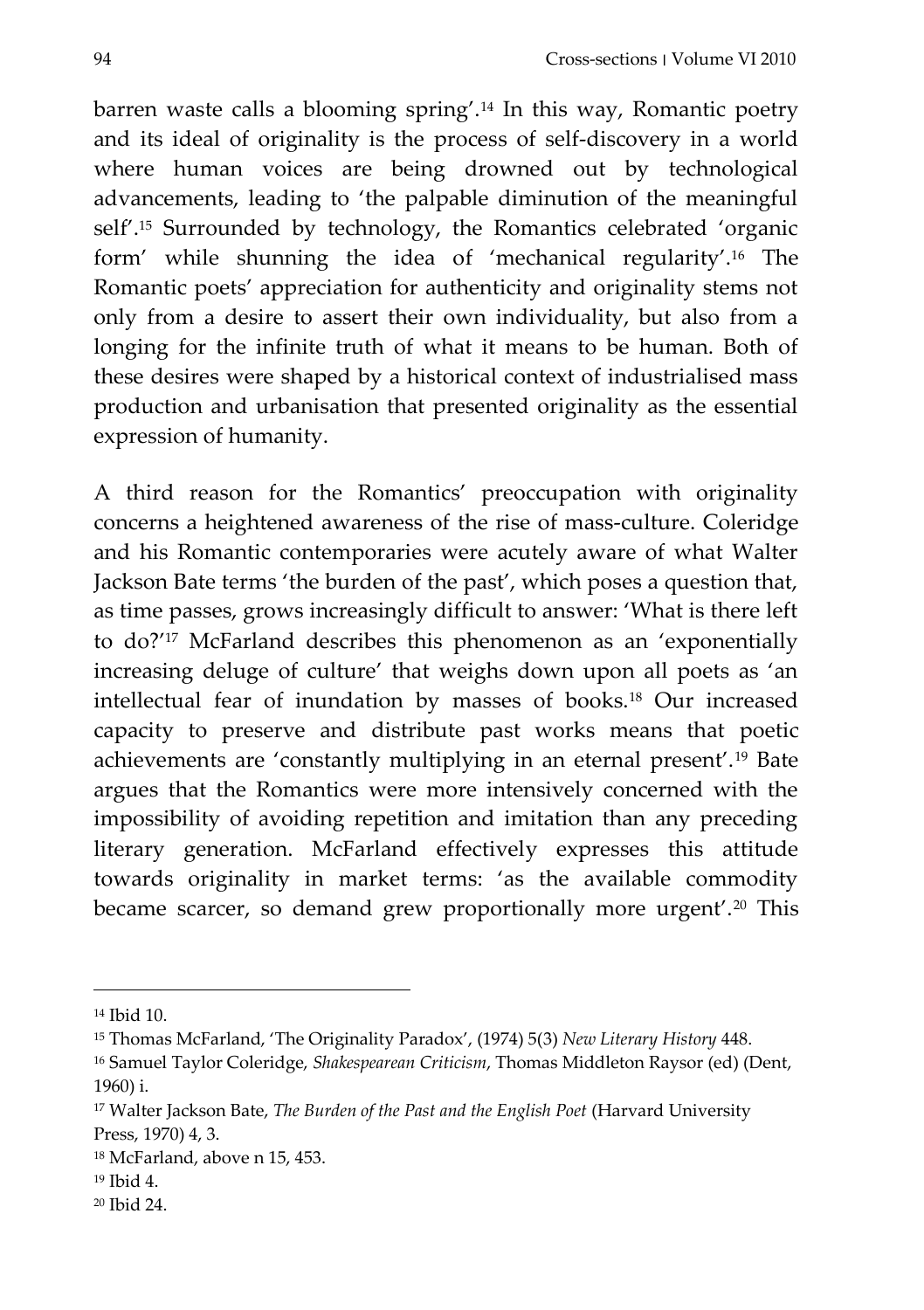barren waste calls a blooming spring'.[14] In this way, Romantic poetry and its ideal of originality is the process of self-discovery in a world where human voices are being drowned out by technological advancements, leading to 'the palpable diminution of the meaningful self'.[15] Surrounded by technology, the Romantics celebrated 'organic form' while shunning the idea of 'mechanical regularity'.[16] The Romantic poets' appreciation for authenticity and originality stems not only from a desire to assert their own individuality, but also from a longing for the infinite truth of what it means to be human. Both of these desires were shaped by a historical context of industrialised mass production and urbanisation that presented originality as the essential expression of humanity.

A third reason for the Romantics' preoccupation with originality concerns a heightened awareness of the rise of mass-culture. Coleridge and his Romantic contemporaries were acutely aware of what Walter Jackson Bate terms 'the burden of the past', which poses a question that, as time passes, grows increasingly difficult to answer: 'What is there left to do?'[17] McFarland describes this phenomenon as an 'exponentially increasing deluge of culture' that weighs down upon all poets as 'an intellectual fear of inundation by masses of books.[18] Our increased capacity to preserve and distribute past works means that poetic achievements are 'constantly multiplying in an eternal present'.[19] Bate argues that the Romantics were more intensively concerned with the impossibility of avoiding repetition and imitation than any preceding literary generation. McFarland effectively expresses this attitude towards originality in market terms: 'as the available commodity became scarcer, so demand grew proportionally more urgent'.[20] This

---

[14] Ibid 10.

[15] Thomas McFarland, 'The Originality Paradox', (1974) 5(3) *New Literary History* 448.

[16] Samuel Taylor Coleridge, *Shakespearean Criticism*, Thomas Middleton Raysor (ed) (Dent, 1960) i.

[17] Walter Jackson Bate, *The Burden of the Past and the English Poet* (Harvard University Press, 1970) 4, 3.

[18] McFarland, above n 15, 453.

[19] Ibid 4.

[20] Ibid 24.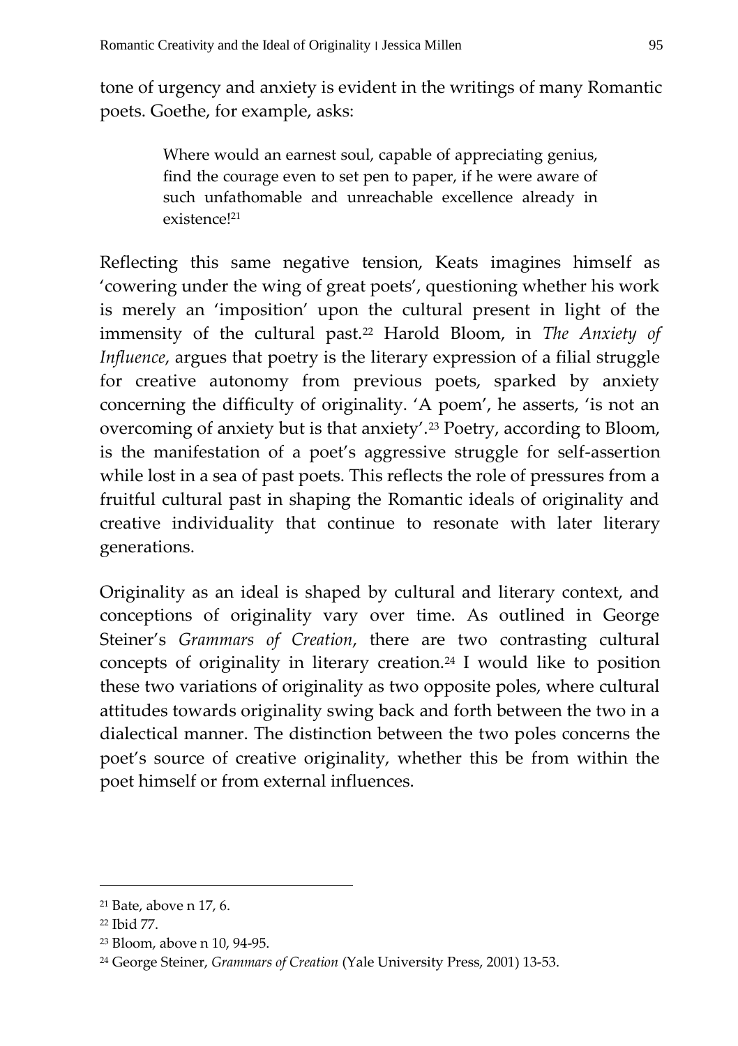tone of urgency and anxiety is evident in the writings of many Romantic poets. Goethe, for example, asks:

> Where would an earnest soul, capable of appreciating genius, find the courage even to set pen to paper, if he were aware of such unfathomable and unreachable excellence already in existence![21]

Reflecting this same negative tension, Keats imagines himself as 'cowering under the wing of great poets', questioning whether his work is merely an 'imposition' upon the cultural present in light of the immensity of the cultural past.[22] Harold Bloom, in *The Anxiety of Influence*, argues that poetry is the literary expression of a filial struggle for creative autonomy from previous poets, sparked by anxiety concerning the difficulty of originality. 'A poem', he asserts, 'is not an overcoming of anxiety but is that anxiety'.[23] Poetry, according to Bloom, is the manifestation of a poet's aggressive struggle for self-assertion while lost in a sea of past poets. This reflects the role of pressures from a fruitful cultural past in shaping the Romantic ideals of originality and creative individuality that continue to resonate with later literary generations.

Originality as an ideal is shaped by cultural and literary context, and conceptions of originality vary over time. As outlined in George Steiner's *Grammars of Creation*, there are two contrasting cultural concepts of originality in literary creation.[24] I would like to position these two variations of originality as two opposite poles, where cultural attitudes towards originality swing back and forth between the two in a dialectical manner. The distinction between the two poles concerns the poet's source of creative originality, whether this be from within the poet himself or from external influences.

---

[21] Bate, above n 17, 6.

[22] Ibid 77.

[23] Bloom, above n 10, 94-95.

[24] George Steiner, *Grammars of Creation* (Yale University Press, 2001) 13-53.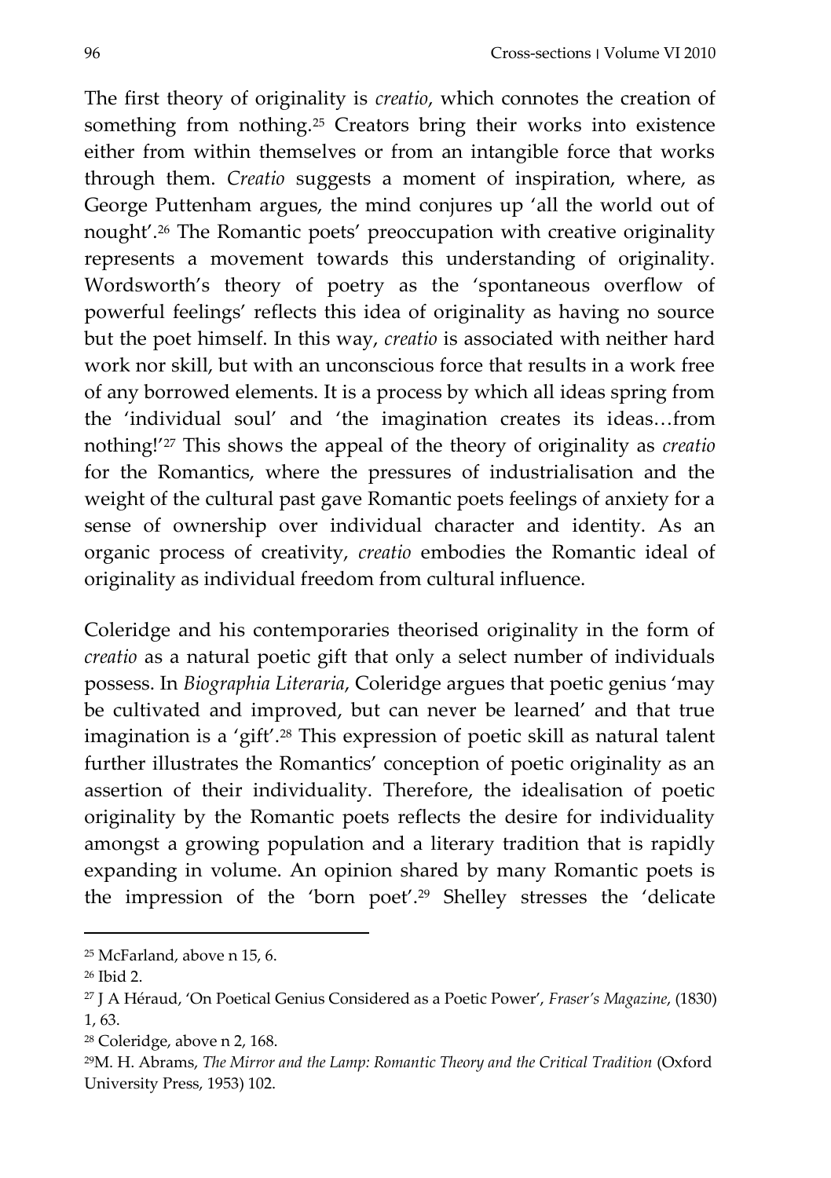The first theory of originality is *creatio*, which connotes the creation of something from nothing.[25] Creators bring their works into existence either from within themselves or from an intangible force that works through them. *Creatio* suggests a moment of inspiration, where, as George Puttenham argues, the mind conjures up 'all the world out of nought'.[26] The Romantic poets' preoccupation with creative originality represents a movement towards this understanding of originality. Wordsworth's theory of poetry as the 'spontaneous overflow of powerful feelings' reflects this idea of originality as having no source but the poet himself. In this way, *creatio* is associated with neither hard work nor skill, but with an unconscious force that results in a work free of any borrowed elements. It is a process by which all ideas spring from the 'individual soul' and 'the imagination creates its ideas…from nothing!'[27] This shows the appeal of the theory of originality as *creatio* for the Romantics, where the pressures of industrialisation and the weight of the cultural past gave Romantic poets feelings of anxiety for a sense of ownership over individual character and identity. As an organic process of creativity, *creatio* embodies the Romantic ideal of originality as individual freedom from cultural influence.

Coleridge and his contemporaries theorised originality in the form of *creatio* as a natural poetic gift that only a select number of individuals possess. In *Biographia Literaria*, Coleridge argues that poetic genius 'may be cultivated and improved, but can never be learned' and that true imagination is a 'gift'.[28] This expression of poetic skill as natural talent further illustrates the Romantics' conception of poetic originality as an assertion of their individuality. Therefore, the idealisation of poetic originality by the Romantic poets reflects the desire for individuality amongst a growing population and a literary tradition that is rapidly expanding in volume. An opinion shared by many Romantic poets is the impression of the 'born poet'.[29] Shelley stresses the 'delicate

---

[25] McFarland, above n 15, 6.

[26] Ibid 2.

[27] J A Héraud, 'On Poetical Genius Considered as a Poetic Power', *Fraser's Magazine*, (1830) 1, 63.

[28] Coleridge, above n 2, 168.

[29] M. H. Abrams, *The Mirror and the Lamp: Romantic Theory and the Critical Tradition* (Oxford University Press, 1953) 102.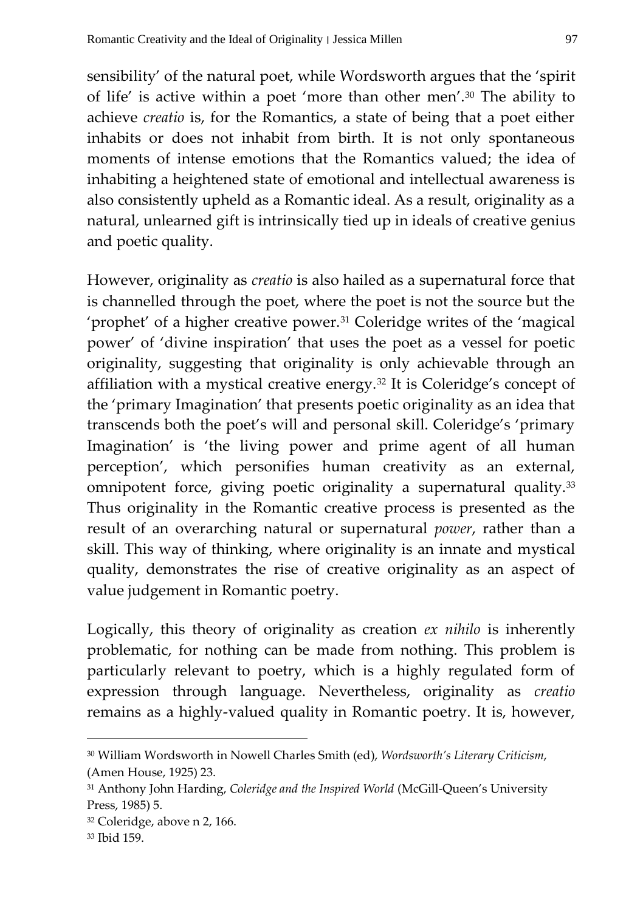sensibility' of the natural poet, while Wordsworth argues that the 'spirit of life' is active within a poet 'more than other men'.[30] The ability to achieve *creatio* is, for the Romantics, a state of being that a poet either inhabits or does not inhabit from birth. It is not only spontaneous moments of intense emotions that the Romantics valued; the idea of inhabiting a heightened state of emotional and intellectual awareness is also consistently upheld as a Romantic ideal. As a result, originality as a natural, unlearned gift is intrinsically tied up in ideals of creative genius and poetic quality.

However, originality as *creatio* is also hailed as a supernatural force that is channelled through the poet, where the poet is not the source but the 'prophet' of a higher creative power.[31] Coleridge writes of the 'magical power' of 'divine inspiration' that uses the poet as a vessel for poetic originality, suggesting that originality is only achievable through an affiliation with a mystical creative energy.[32] It is Coleridge's concept of the 'primary Imagination' that presents poetic originality as an idea that transcends both the poet's will and personal skill. Coleridge's 'primary Imagination' is 'the living power and prime agent of all human perception', which personifies human creativity as an external, omnipotent force, giving poetic originality a supernatural quality.[33] Thus originality in the Romantic creative process is presented as the result of an overarching natural or supernatural *power*, rather than a skill. This way of thinking, where originality is an innate and mystical quality, demonstrates the rise of creative originality as an aspect of value judgement in Romantic poetry.

Logically, this theory of originality as creation *ex nihilo* is inherently problematic, for nothing can be made from nothing. This problem is particularly relevant to poetry, which is a highly regulated form of expression through language. Nevertheless, originality as *creatio* remains as a highly-valued quality in Romantic poetry. It is, however,

---

[30] William Wordsworth in Nowell Charles Smith (ed), *Wordsworth's Literary Criticism*, (Amen House, 1925) 23.

[31] Anthony John Harding, *Coleridge and the Inspired World* (McGill-Queen's University Press, 1985) 5.

[32] Coleridge, above n 2, 166.

[33] Ibid 159.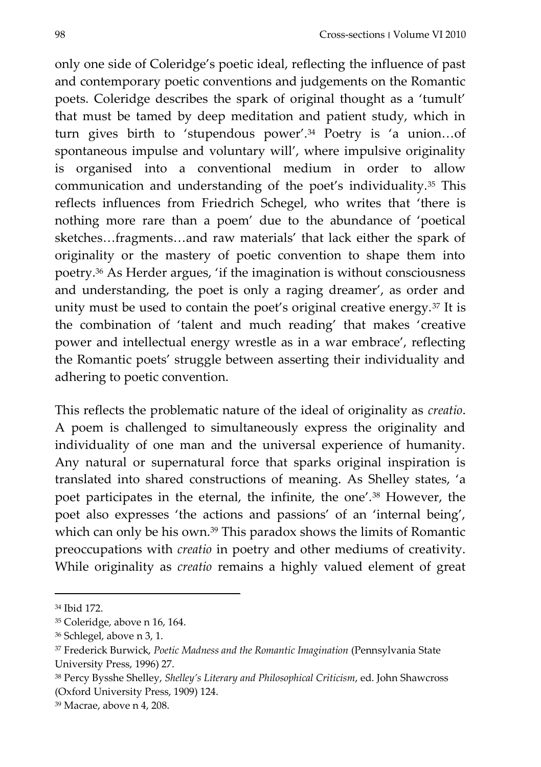only one side of Coleridge's poetic ideal, reflecting the influence of past and contemporary poetic conventions and judgements on the Romantic poets. Coleridge describes the spark of original thought as a 'tumult' that must be tamed by deep meditation and patient study, which in turn gives birth to 'stupendous power'.[34] Poetry is 'a union…of spontaneous impulse and voluntary will', where impulsive originality is organised into a conventional medium in order to allow communication and understanding of the poet's individuality.[35] This reflects influences from Friedrich Schegel, who writes that 'there is nothing more rare than a poem' due to the abundance of 'poetical sketches…fragments…and raw materials' that lack either the spark of originality or the mastery of poetic convention to shape them into poetry.[36] As Herder argues, 'if the imagination is without consciousness and understanding, the poet is only a raging dreamer', as order and unity must be used to contain the poet's original creative energy.[37] It is the combination of 'talent and much reading' that makes 'creative power and intellectual energy wrestle as in a war embrace', reflecting the Romantic poets' struggle between asserting their individuality and adhering to poetic convention.

This reflects the problematic nature of the ideal of originality as *creatio*. A poem is challenged to simultaneously express the originality and individuality of one man and the universal experience of humanity. Any natural or supernatural force that sparks original inspiration is translated into shared constructions of meaning. As Shelley states, 'a poet participates in the eternal, the infinite, the one'.[38] However, the poet also expresses 'the actions and passions' of an 'internal being', which can only be his own.[39] This paradox shows the limits of Romantic preoccupations with *creatio* in poetry and other mediums of creativity. While originality as *creatio* remains a highly valued element of great

---

[34] Ibid 172.

[35] Coleridge, above n 16, 164.

[36] Schlegel, above n 3, 1.

[37] Frederick Burwick, *Poetic Madness and the Romantic Imagination* (Pennsylvania State University Press, 1996) 27.

[38] Percy Bysshe Shelley, *Shelley's Literary and Philosophical Criticism*, ed. John Shawcross (Oxford University Press, 1909) 124.

[39] Macrae, above n 4, 208.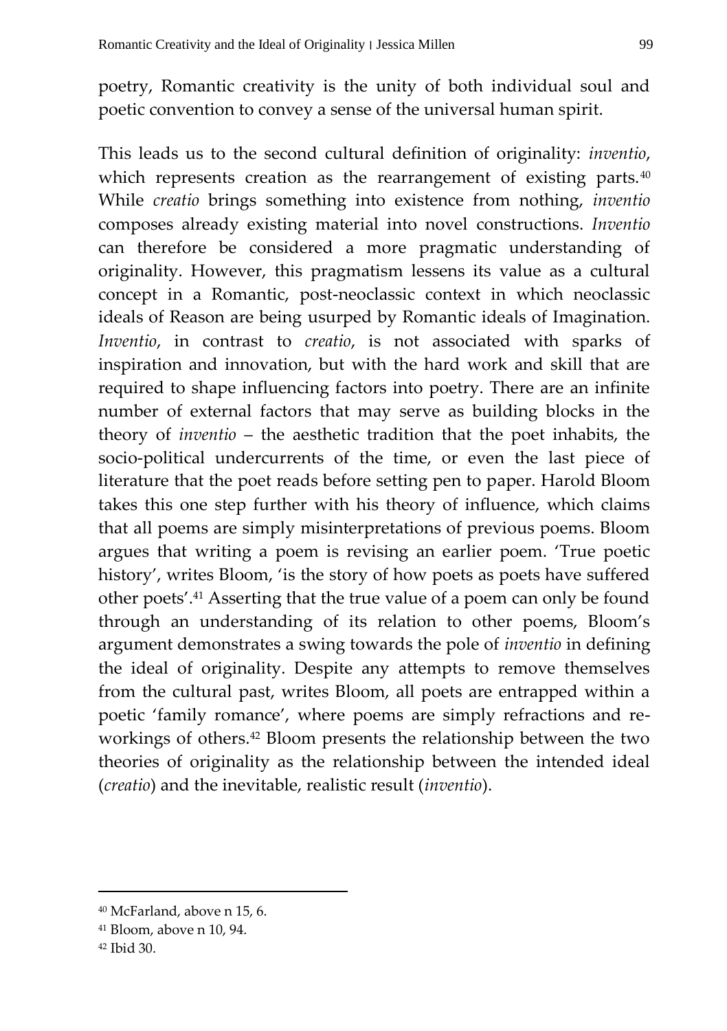poetry, Romantic creativity is the unity of both individual soul and poetic convention to convey a sense of the universal human spirit.

This leads us to the second cultural definition of originality: *inventio*, which represents creation as the rearrangement of existing parts.[40] While *creatio* brings something into existence from nothing, *inventio* composes already existing material into novel constructions. *Inventio* can therefore be considered a more pragmatic understanding of originality. However, this pragmatism lessens its value as a cultural concept in a Romantic, post-neoclassic context in which neoclassic ideals of Reason are being usurped by Romantic ideals of Imagination. *Inventio*, in contrast to *creatio*, is not associated with sparks of inspiration and innovation, but with the hard work and skill that are required to shape influencing factors into poetry. There are an infinite number of external factors that may serve as building blocks in the theory of *inventio* – the aesthetic tradition that the poet inhabits, the socio-political undercurrents of the time, or even the last piece of literature that the poet reads before setting pen to paper. Harold Bloom takes this one step further with his theory of influence, which claims that all poems are simply misinterpretations of previous poems. Bloom argues that writing a poem is revising an earlier poem. 'True poetic history', writes Bloom, 'is the story of how poets as poets have suffered other poets'.[41] Asserting that the true value of a poem can only be found through an understanding of its relation to other poems, Bloom's argument demonstrates a swing towards the pole of *inventio* in defining the ideal of originality. Despite any attempts to remove themselves from the cultural past, writes Bloom, all poets are entrapped within a poetic 'family romance', where poems are simply refractions and re-workings of others.[42] Bloom presents the relationship between the two theories of originality as the relationship between the intended ideal (*creatio*) and the inevitable, realistic result (*inventio*).

---

[40] McFarland, above n 15, 6.

[41] Bloom, above n 10, 94.

[42] Ibid 30.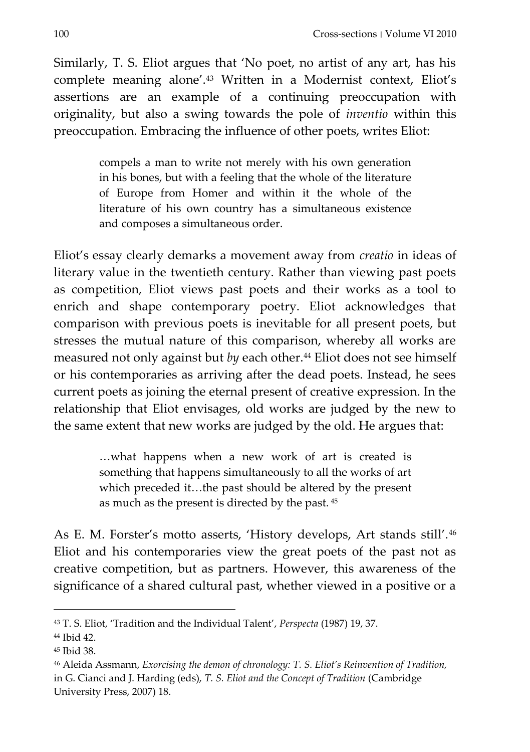Similarly, T. S. Eliot argues that 'No poet, no artist of any art, has his complete meaning alone'.[43] Written in a Modernist context, Eliot's assertions are an example of a continuing preoccupation with originality, but also a swing towards the pole of *inventio* within this preoccupation. Embracing the influence of other poets, writes Eliot:

> compels a man to write not merely with his own generation in his bones, but with a feeling that the whole of the literature of Europe from Homer and within it the whole of the literature of his own country has a simultaneous existence and composes a simultaneous order.

Eliot's essay clearly demarks a movement away from *creatio* in ideas of literary value in the twentieth century. Rather than viewing past poets as competition, Eliot views past poets and their works as a tool to enrich and shape contemporary poetry. Eliot acknowledges that comparison with previous poets is inevitable for all present poets, but stresses the mutual nature of this comparison, whereby all works are measured not only against but *by* each other.[44] Eliot does not see himself or his contemporaries as arriving after the dead poets. Instead, he sees current poets as joining the eternal present of creative expression. In the relationship that Eliot envisages, old works are judged by the new to the same extent that new works are judged by the old. He argues that:

> …what happens when a new work of art is created is something that happens simultaneously to all the works of art which preceded it…the past should be altered by the present as much as the present is directed by the past. [45]

As E. M. Forster's motto asserts, 'History develops, Art stands still'.[46] Eliot and his contemporaries view the great poets of the past not as creative competition, but as partners. However, this awareness of the significance of a shared cultural past, whether viewed in a positive or a

---

[43] T. S. Eliot, 'Tradition and the Individual Talent', *Perspecta* (1987) 19, 37.

[44] Ibid 42.

[45] Ibid 38.

[46] Aleida Assmann, *Exorcising the demon of chronology: T. S. Eliot's Reinvention of Tradition,* in G. Cianci and J. Harding (eds), *T. S. Eliot and the Concept of Tradition* (Cambridge University Press, 2007) 18.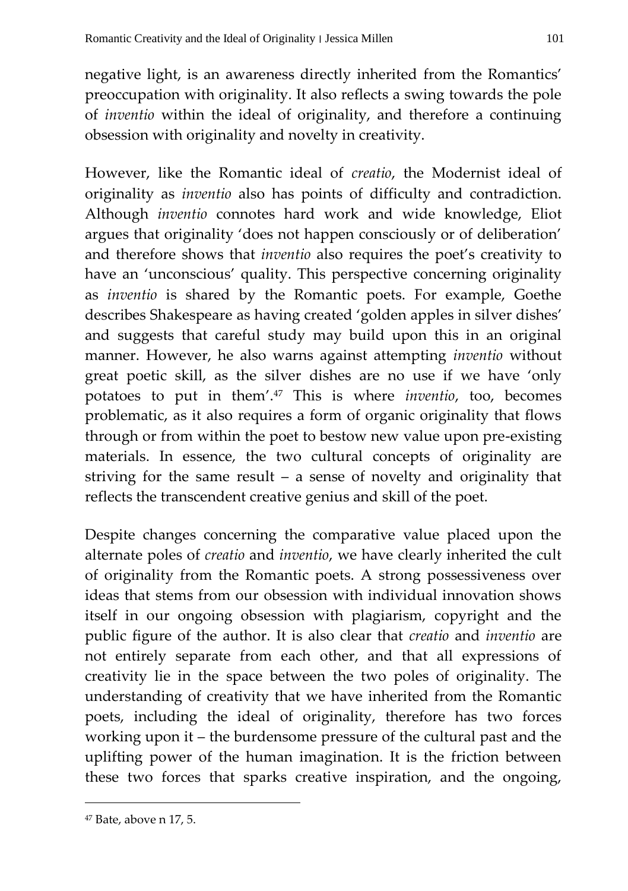negative light, is an awareness directly inherited from the Romantics' preoccupation with originality. It also reflects a swing towards the pole of *inventio* within the ideal of originality, and therefore a continuing obsession with originality and novelty in creativity.

However, like the Romantic ideal of *creatio*, the Modernist ideal of originality as *inventio* also has points of difficulty and contradiction. Although *inventio* connotes hard work and wide knowledge, Eliot argues that originality 'does not happen consciously or of deliberation' and therefore shows that *inventio* also requires the poet's creativity to have an 'unconscious' quality. This perspective concerning originality as *inventio* is shared by the Romantic poets. For example, Goethe describes Shakespeare as having created 'golden apples in silver dishes' and suggests that careful study may build upon this in an original manner. However, he also warns against attempting *inventio* without great poetic skill, as the silver dishes are no use if we have 'only potatoes to put in them'.[47] This is where *inventio*, too, becomes problematic, as it also requires a form of organic originality that flows through or from within the poet to bestow new value upon pre-existing materials. In essence, the two cultural concepts of originality are striving for the same result – a sense of novelty and originality that reflects the transcendent creative genius and skill of the poet.

Despite changes concerning the comparative value placed upon the alternate poles of *creatio* and *inventio*, we have clearly inherited the cult of originality from the Romantic poets. A strong possessiveness over ideas that stems from our obsession with individual innovation shows itself in our ongoing obsession with plagiarism, copyright and the public figure of the author. It is also clear that *creatio* and *inventio* are not entirely separate from each other, and that all expressions of creativity lie in the space between the two poles of originality. The understanding of creativity that we have inherited from the Romantic poets, including the ideal of originality, therefore has two forces working upon it – the burdensome pressure of the cultural past and the uplifting power of the human imagination. It is the friction between these two forces that sparks creative inspiration, and the ongoing,

[47] Bate, above n 17, 5.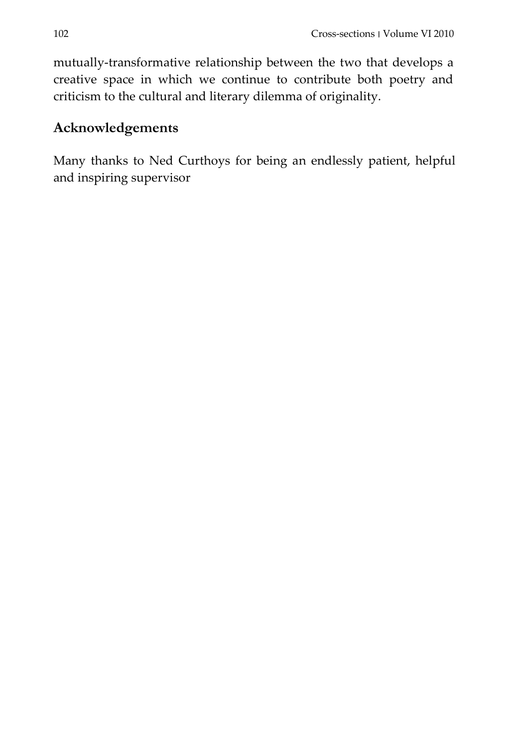mutually-transformative relationship between the two that develops a creative space in which we continue to contribute both poetry and criticism to the cultural and literary dilemma of originality.

## Acknowledgements

Many thanks to Ned Curthoys for being an endlessly patient, helpful and inspiring supervisor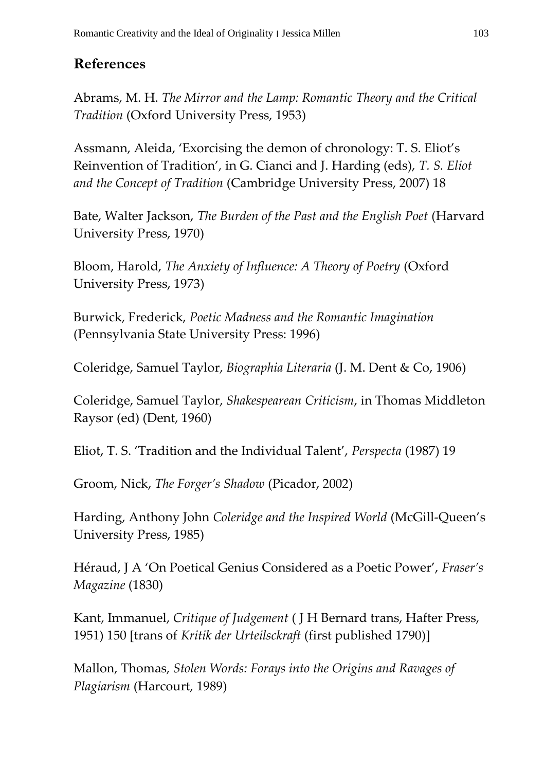## References

Abrams, M. H. *The Mirror and the Lamp: Romantic Theory and the Critical Tradition* (Oxford University Press, 1953)

Assmann, Aleida, 'Exorcising the demon of chronology: T. S. Eliot's Reinvention of Tradition', in G. Cianci and J. Harding (eds), *T. S. Eliot and the Concept of Tradition* (Cambridge University Press, 2007) 18

Bate, Walter Jackson, *The Burden of the Past and the English Poet* (Harvard University Press, 1970)

Bloom, Harold, *The Anxiety of Influence: A Theory of Poetry* (Oxford University Press, 1973)

Burwick, Frederick, *Poetic Madness and the Romantic Imagination* (Pennsylvania State University Press: 1996)

Coleridge, Samuel Taylor, *Biographia Literaria* (J. M. Dent & Co, 1906)

Coleridge, Samuel Taylor, *Shakespearean Criticism*, in Thomas Middleton Raysor (ed) (Dent, 1960)

Eliot, T. S. 'Tradition and the Individual Talent', *Perspecta* (1987) 19

Groom, Nick, *The Forger's Shadow* (Picador, 2002)

Harding, Anthony John *Coleridge and the Inspired World* (McGill-Queen's University Press, 1985)

Héraud, J A 'On Poetical Genius Considered as a Poetic Power', *Fraser's Magazine* (1830)

Kant, Immanuel, *Critique of Judgement* ( J H Bernard trans, Hafter Press, 1951) 150 [trans of *Kritik der Urteilsckraft* (first published 1790)]

Mallon, Thomas, *Stolen Words: Forays into the Origins and Ravages of Plagiarism* (Harcourt, 1989)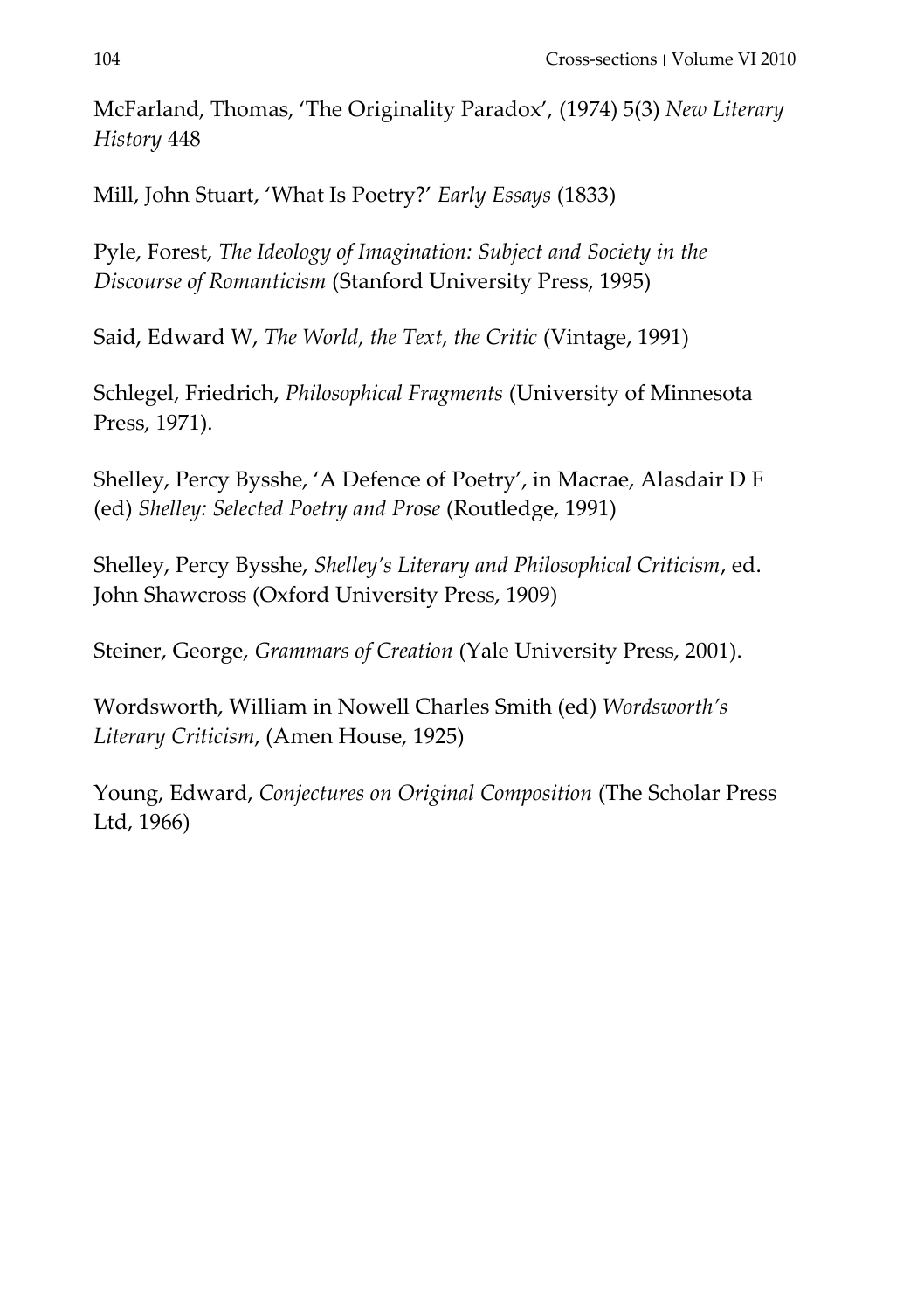McFarland, Thomas, 'The Originality Paradox', (1974) 5(3) *New Literary History* 448

Mill, John Stuart, 'What Is Poetry?' *Early Essays* (1833)

Pyle, Forest, *The Ideology of Imagination: Subject and Society in the Discourse of Romanticism* (Stanford University Press, 1995)

Said, Edward W, *The World, the Text, the Critic* (Vintage, 1991)

Schlegel, Friedrich, *Philosophical Fragments* (University of Minnesota Press, 1971).

Shelley, Percy Bysshe, 'A Defence of Poetry', in Macrae, Alasdair D F (ed) *Shelley: Selected Poetry and Prose* (Routledge, 1991)

Shelley, Percy Bysshe, *Shelley's Literary and Philosophical Criticism*, ed. John Shawcross (Oxford University Press, 1909)

Steiner, George, *Grammars of Creation* (Yale University Press, 2001).

Wordsworth, William in Nowell Charles Smith (ed) *Wordsworth's Literary Criticism*, (Amen House, 1925)

Young, Edward, *Conjectures on Original Composition* (The Scholar Press Ltd, 1966)